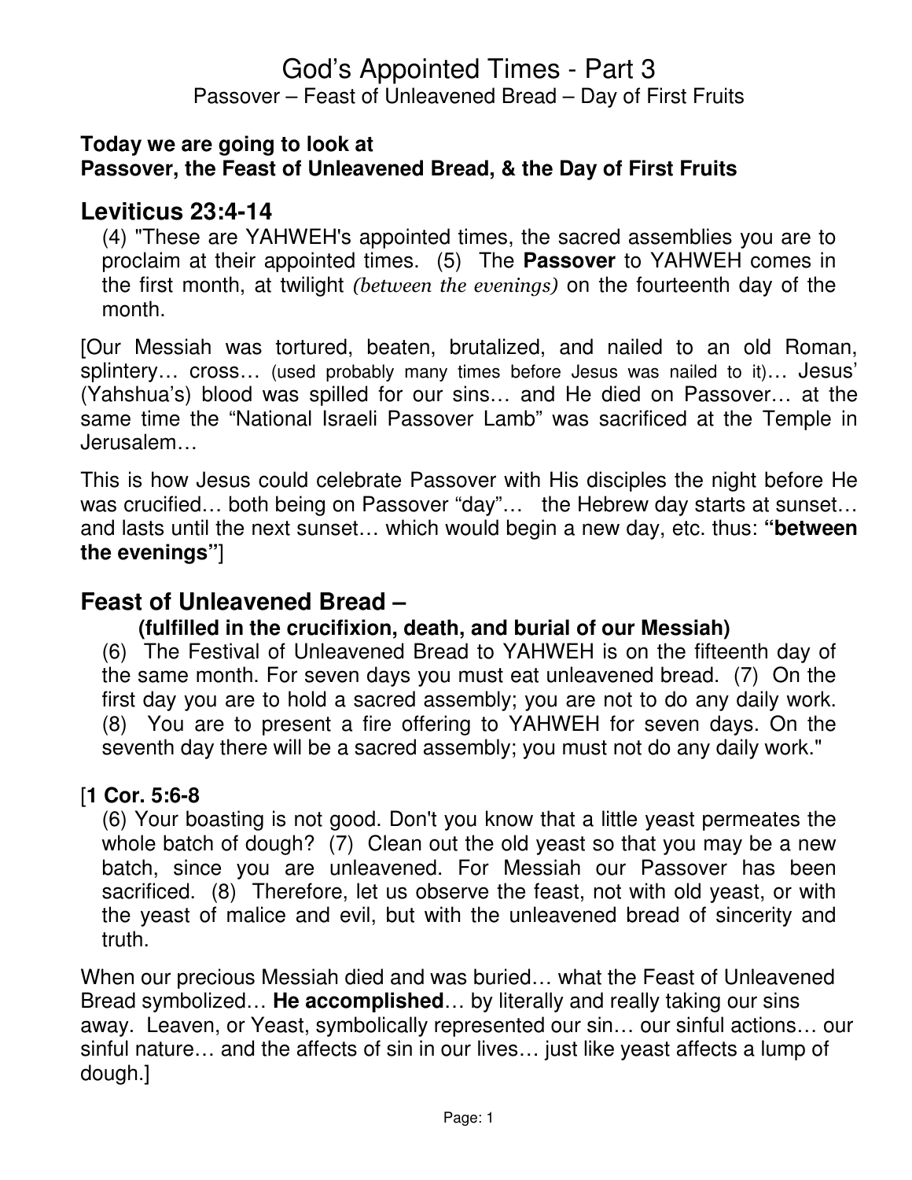# God's Appointed Times - Part 3

Passover – Feast of Unleavened Bread – Day of First Fruits

**Today we are going to look at**
**Passover, the Feast of Unleavened Bread, & the Day of First Fruits**

## Leviticus 23:4-14

(4) "These are YAHWEH's appointed times, the sacred assemblies you are to proclaim at their appointed times. (5) The **Passover** to YAHWEH comes in the first month, at twilight *(between the evenings)* on the fourteenth day of the month.

[Our Messiah was tortured, beaten, brutalized, and nailed to an old Roman, splintery… cross… (used probably many times before Jesus was nailed to it)… Jesus' (Yahshua's) blood was spilled for our sins… and He died on Passover… at the same time the "National Israeli Passover Lamb" was sacrificed at the Temple in Jerusalem…

This is how Jesus could celebrate Passover with His disciples the night before He was crucified… both being on Passover "day"… the Hebrew day starts at sunset… and lasts until the next sunset… which would begin a new day, etc. thus: **"between the evenings"**]

## Feast of Unleavened Bread –

### (fulfilled in the crucifixion, death, and burial of our Messiah)

(6) The Festival of Unleavened Bread to YAHWEH is on the fifteenth day of the same month. For seven days you must eat unleavened bread. (7) On the first day you are to hold a sacred assembly; you are not to do any daily work. (8) You are to present a fire offering to YAHWEH for seven days. On the seventh day there will be a sacred assembly; you must not do any daily work."

[**1 Cor. 5:6-8**

(6) Your boasting is not good. Don't you know that a little yeast permeates the whole batch of dough? (7) Clean out the old yeast so that you may be a new batch, since you are unleavened. For Messiah our Passover has been sacrificed. (8) Therefore, let us observe the feast, not with old yeast, or with the yeast of malice and evil, but with the unleavened bread of sincerity and truth.

When our precious Messiah died and was buried… what the Feast of Unleavened Bread symbolized… **He accomplished**… by literally and really taking our sins away. Leaven, or Yeast, symbolically represented our sin… our sinful actions… our sinful nature… and the affects of sin in our lives… just like yeast affects a lump of dough.]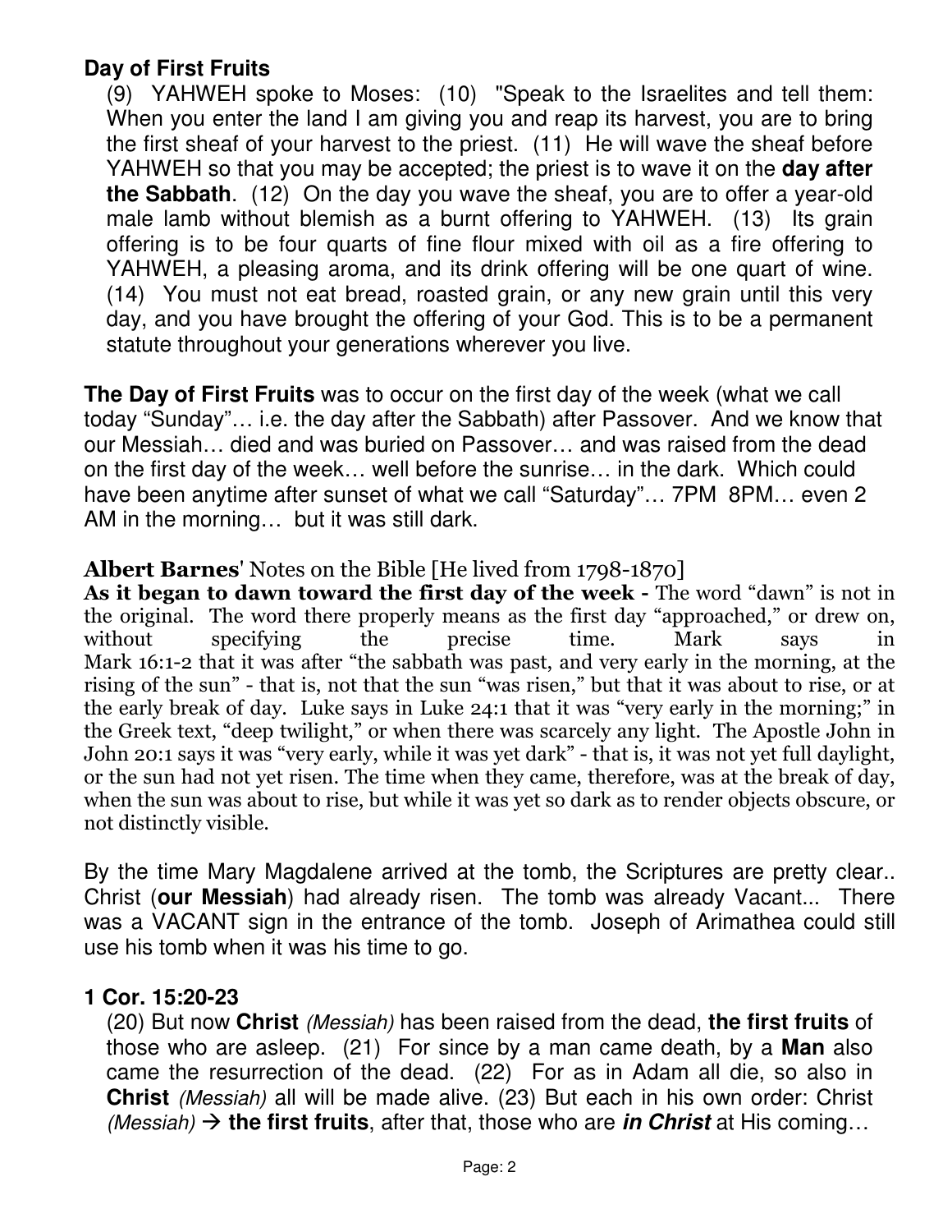**Day of First Fruits**

(9) YAHWEH spoke to Moses: (10) "Speak to the Israelites and tell them: When you enter the land I am giving you and reap its harvest, you are to bring the first sheaf of your harvest to the priest. (11) He will wave the sheaf before YAHWEH so that you may be accepted; the priest is to wave it on the **day after the Sabbath**. (12) On the day you wave the sheaf, you are to offer a year-old male lamb without blemish as a burnt offering to YAHWEH. (13) Its grain offering is to be four quarts of fine flour mixed with oil as a fire offering to YAHWEH, a pleasing aroma, and its drink offering will be one quart of wine. (14) You must not eat bread, roasted grain, or any new grain until this very day, and you have brought the offering of your God. This is to be a permanent statute throughout your generations wherever you live.

**The Day of First Fruits** was to occur on the first day of the week (what we call today "Sunday"… i.e. the day after the Sabbath) after Passover. And we know that our Messiah… died and was buried on Passover… and was raised from the dead on the first day of the week… well before the sunrise… in the dark. Which could have been anytime after sunset of what we call "Saturday"… 7PM 8PM… even 2 AM in the morning… but it was still dark.

**Albert Barnes**' Notes on the Bible [He lived from 1798-1870]

**As it began to dawn toward the first day of the week -** The word "dawn" is not in the original. The word there properly means as the first day "approached," or drew on, without specifying the precise time. Mark says in Mark 16:1-2 that it was after "the sabbath was past, and very early in the morning, at the rising of the sun" - that is, not that the sun "was risen," but that it was about to rise, or at the early break of day. Luke says in Luke 24:1 that it was "very early in the morning;" in the Greek text, "deep twilight," or when there was scarcely any light. The Apostle John in John 20:1 says it was "very early, while it was yet dark" - that is, it was not yet full daylight, or the sun had not yet risen. The time when they came, therefore, was at the break of day, when the sun was about to rise, but while it was yet so dark as to render objects obscure, or not distinctly visible.

By the time Mary Magdalene arrived at the tomb, the Scriptures are pretty clear.. Christ (**our Messiah**) had already risen. The tomb was already Vacant... There was a VACANT sign in the entrance of the tomb. Joseph of Arimathea could still use his tomb when it was his time to go.

**1 Cor. 15:20-23**

(20) But now **Christ** *(Messiah)* has been raised from the dead, **the first fruits** of those who are asleep. (21) For since by a man came death, by a **Man** also came the resurrection of the dead. (22) For as in Adam all die, so also in **Christ** *(Messiah)* all will be made alive. (23) But each in his own order: Christ *(Messiah)* → **the first fruits**, after that, those who are ***in Christ*** at His coming…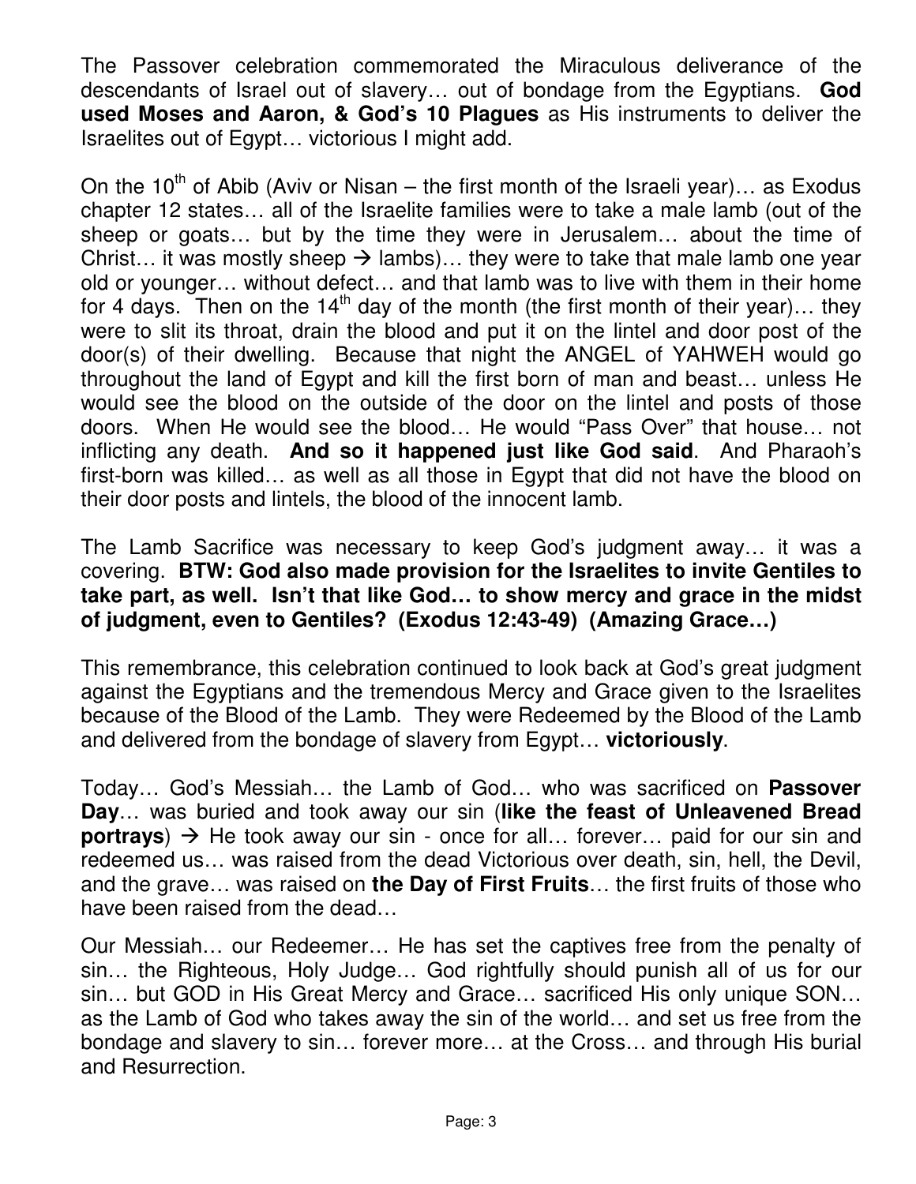The Passover celebration commemorated the Miraculous deliverance of the descendants of Israel out of slavery… out of bondage from the Egyptians. **God used Moses and Aaron, & God's 10 Plagues** as His instruments to deliver the Israelites out of Egypt… victorious I might add.

On the 10th of Abib (Aviv or Nisan – the first month of the Israeli year)… as Exodus chapter 12 states… all of the Israelite families were to take a male lamb (out of the sheep or goats… but by the time they were in Jerusalem… about the time of Christ… it was mostly sheep → lambs)… they were to take that male lamb one year old or younger… without defect… and that lamb was to live with them in their home for 4 days. Then on the 14th day of the month (the first month of their year)… they were to slit its throat, drain the blood and put it on the lintel and door post of the door(s) of their dwelling. Because that night the ANGEL of YAHWEH would go throughout the land of Egypt and kill the first born of man and beast… unless He would see the blood on the outside of the door on the lintel and posts of those doors. When He would see the blood… He would "Pass Over" that house… not inflicting any death. **And so it happened just like God said**. And Pharaoh's first-born was killed… as well as all those in Egypt that did not have the blood on their door posts and lintels, the blood of the innocent lamb.

The Lamb Sacrifice was necessary to keep God's judgment away… it was a covering. **BTW: God also made provision for the Israelites to invite Gentiles to take part, as well. Isn't that like God… to show mercy and grace in the midst of judgment, even to Gentiles? (Exodus 12:43-49) (Amazing Grace…)**

This remembrance, this celebration continued to look back at God's great judgment against the Egyptians and the tremendous Mercy and Grace given to the Israelites because of the Blood of the Lamb. They were Redeemed by the Blood of the Lamb and delivered from the bondage of slavery from Egypt… **victoriously**.

Today… God's Messiah… the Lamb of God… who was sacrificed on **Passover Day**… was buried and took away our sin (**like the feast of Unleavened Bread portrays**) → He took away our sin - once for all… forever… paid for our sin and redeemed us… was raised from the dead Victorious over death, sin, hell, the Devil, and the grave… was raised on **the Day of First Fruits**… the first fruits of those who have been raised from the dead…

Our Messiah… our Redeemer… He has set the captives free from the penalty of sin… the Righteous, Holy Judge… God rightfully should punish all of us for our sin… but GOD in His Great Mercy and Grace… sacrificed His only unique SON… as the Lamb of God who takes away the sin of the world… and set us free from the bondage and slavery to sin… forever more… at the Cross… and through His burial and Resurrection.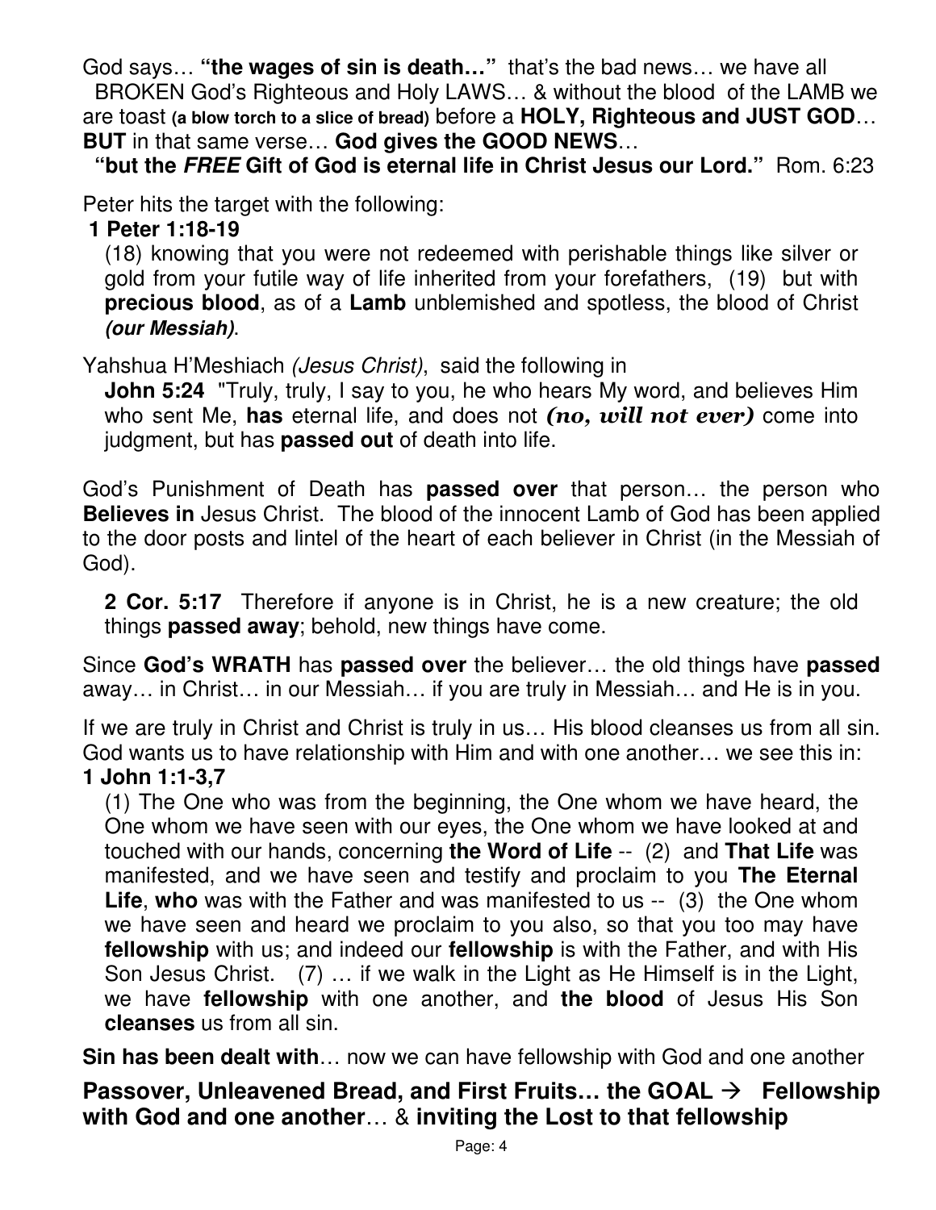God says… **"the wages of sin is death…"** that's the bad news… we have all BROKEN God's Righteous and Holy LAWS… & without the blood of the LAMB we are toast **(a blow torch to a slice of bread)** before a **HOLY, Righteous and JUST GOD**… **BUT** in that same verse… **God gives the GOOD NEWS**…

**"but the *FREE* Gift of God is eternal life in Christ Jesus our Lord."** Rom. 6:23

Peter hits the target with the following:

**1 Peter 1:18-19**

(18) knowing that you were not redeemed with perishable things like silver or gold from your futile way of life inherited from your forefathers, (19) but with **precious blood**, as of a **Lamb** unblemished and spotless, the blood of Christ ***(our Messiah)***.

Yahshua H'Meshiach *(Jesus Christ)*, said the following in

**John 5:24** "Truly, truly, I say to you, he who hears My word, and believes Him who sent Me, **has** eternal life, and does not ***(no, will not ever)*** come into judgment, but has **passed out** of death into life.

God's Punishment of Death has **passed over** that person… the person who **Believes in** Jesus Christ. The blood of the innocent Lamb of God has been applied to the door posts and lintel of the heart of each believer in Christ (in the Messiah of God).

**2 Cor. 5:17** Therefore if anyone is in Christ, he is a new creature; the old things **passed away**; behold, new things have come.

Since **God's WRATH** has **passed over** the believer… the old things have **passed** away… in Christ… in our Messiah… if you are truly in Messiah… and He is in you.

If we are truly in Christ and Christ is truly in us… His blood cleanses us from all sin. God wants us to have relationship with Him and with one another… we see this in:

**1 John 1:1-3,7**

(1) The One who was from the beginning, the One whom we have heard, the One whom we have seen with our eyes, the One whom we have looked at and touched with our hands, concerning **the Word of Life** -- (2) and **That Life** was manifested, and we have seen and testify and proclaim to you **The Eternal Life**, **who** was with the Father and was manifested to us -- (3) the One whom we have seen and heard we proclaim to you also, so that you too may have **fellowship** with us; and indeed our **fellowship** is with the Father, and with His Son Jesus Christ. (7) … if we walk in the Light as He Himself is in the Light, we have **fellowship** with one another, and **the blood** of Jesus His Son **cleanses** us from all sin.

**Sin has been dealt with**… now we can have fellowship with God and one another

**Passover, Unleavened Bread, and First Fruits… the GOAL → Fellowship with God and one another**… & **inviting the Lost to that fellowship**